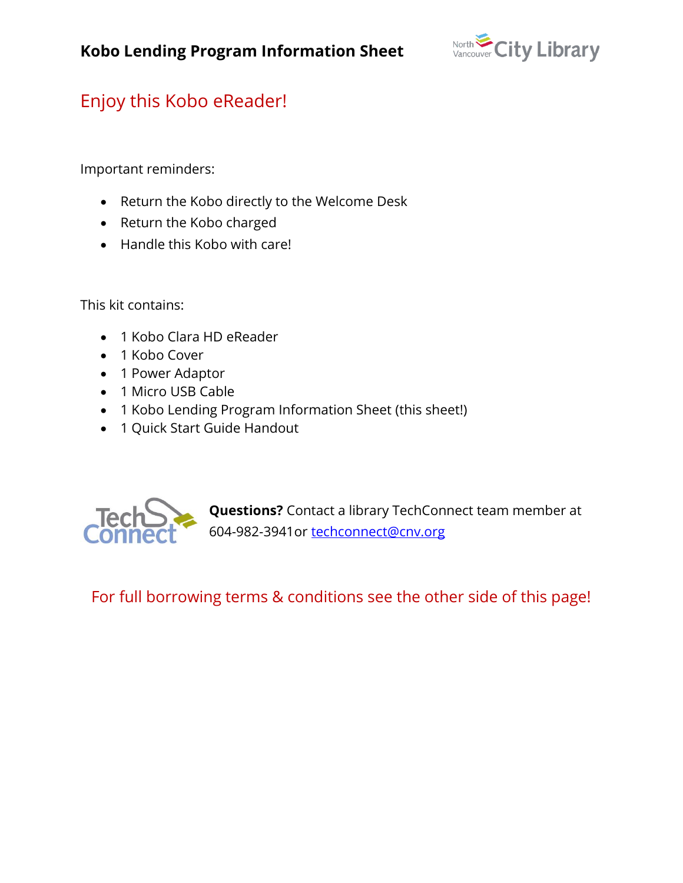# Kobo Lending Program Information Sheet

## Enjoy this Kobo eReader!

Important reminders:

- Return the Kobo directly to the Welcome Desk
- Return the Kobo charged
- Handle this Kobo with care!

This kit contains:

- 1 Kobo Clara HD eReader
- 1 Kobo Cover
- 1 Power Adaptor
- 1 Micro USB Cable
- 1 Kobo Lending Program Information Sheet (this sheet!)
- 1 Quick Start Guide Handout

**Questions?** Contact a library TechConnect team member at 604-982-3941or techconnect@cnv.org

For full borrowing terms & conditions see the other side of this page!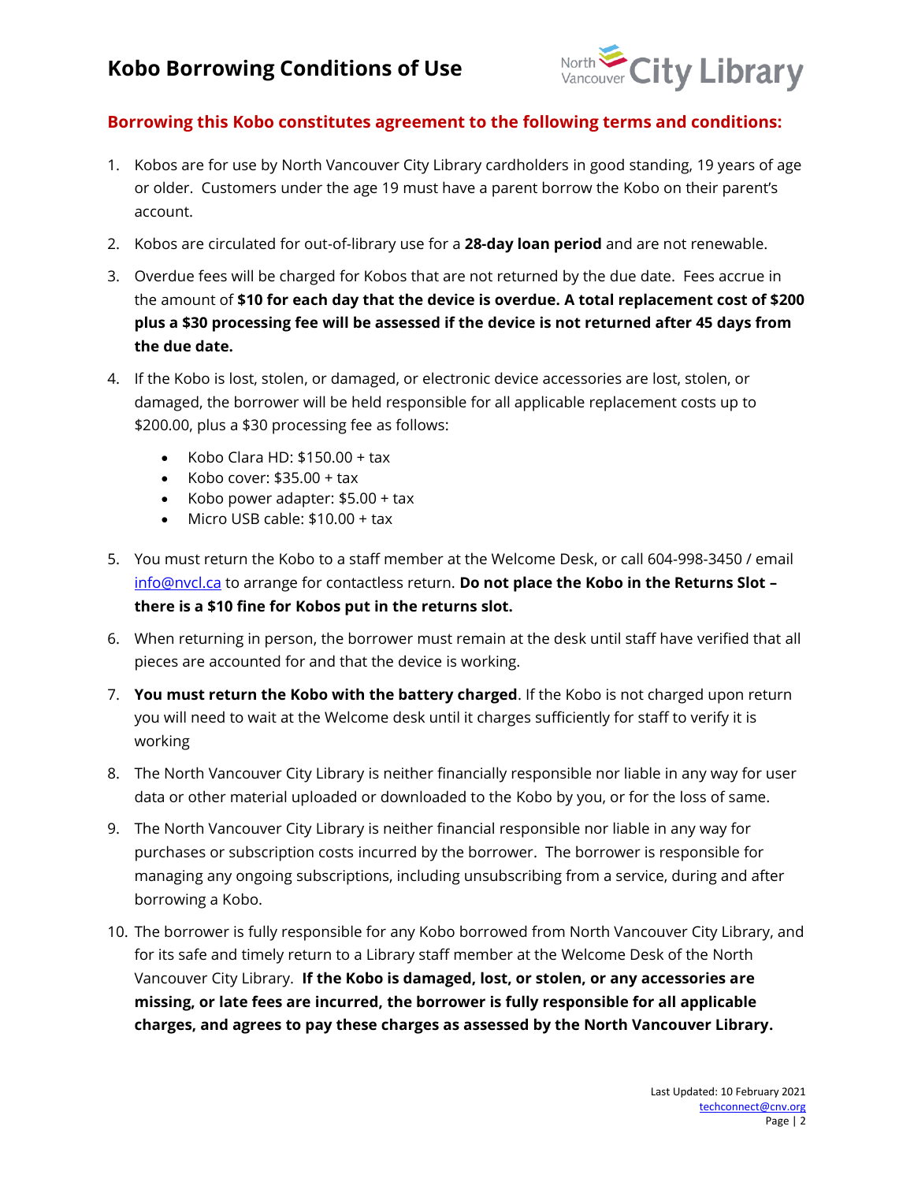# Kobo Borrowing Conditions of Use

**Borrowing this Kobo constitutes agreement to the following terms and conditions:**

1. Kobos are for use by North Vancouver City Library cardholders in good standing, 19 years of age or older. Customers under the age 19 must have a parent borrow the Kobo on their parent's account.
2. Kobos are circulated for out-of-library use for a **28-day loan period** and are not renewable.
3. Overdue fees will be charged for Kobos that are not returned by the due date. Fees accrue in the amount of **$10 for each day that the device is overdue. A total replacement cost of $200 plus a $30 processing fee will be assessed if the device is not returned after 45 days from the due date.**
4. If the Kobo is lost, stolen, or damaged, or electronic device accessories are lost, stolen, or damaged, the borrower will be held responsible for all applicable replacement costs up to $200.00, plus a $30 processing fee as follows:
   - Kobo Clara HD: $150.00 + tax
   - Kobo cover: $35.00 + tax
   - Kobo power adapter: $5.00 + tax
   - Micro USB cable: $10.00 + tax
5. You must return the Kobo to a staff member at the Welcome Desk, or call 604-998-3450 / email info@nvcl.ca to arrange for contactless return. **Do not place the Kobo in the Returns Slot – there is a $10 fine for Kobos put in the returns slot.**
6. When returning in person, the borrower must remain at the desk until staff have verified that all pieces are accounted for and that the device is working.
7. **You must return the Kobo with the battery charged**. If the Kobo is not charged upon return you will need to wait at the Welcome desk until it charges sufficiently for staff to verify it is working
8. The North Vancouver City Library is neither financially responsible nor liable in any way for user data or other material uploaded or downloaded to the Kobo by you, or for the loss of same.
9. The North Vancouver City Library is neither financial responsible nor liable in any way for purchases or subscription costs incurred by the borrower. The borrower is responsible for managing any ongoing subscriptions, including unsubscribing from a service, during and after borrowing a Kobo.
10. The borrower is fully responsible for any Kobo borrowed from North Vancouver City Library, and for its safe and timely return to a Library staff member at the Welcome Desk of the North Vancouver City Library. **If the Kobo is damaged, lost, or stolen, or any accessories are missing, or late fees are incurred, the borrower is fully responsible for all applicable charges, and agrees to pay these charges as assessed by the North Vancouver Library.**

Last Updated: 10 February 2021
techconnect@cnv.org